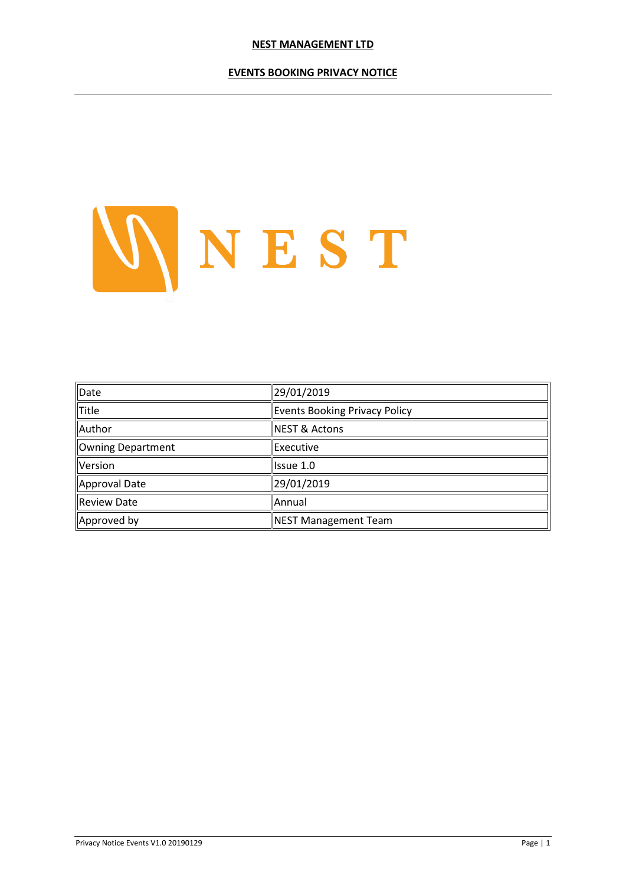# NEST MANAGEMENT LTD

## EVENTS BOOKING PRIVACY NOTICE

NEST

| Date | 29/01/2019 |
|---|---|
| Title | Events Booking Privacy Policy |
| Author | NEST & Actons |
| Owning Department | Executive |
| Version | Issue 1.0 |
| Approval Date | 29/01/2019 |
| Review Date | Annual |
| Approved by | NEST Management Team |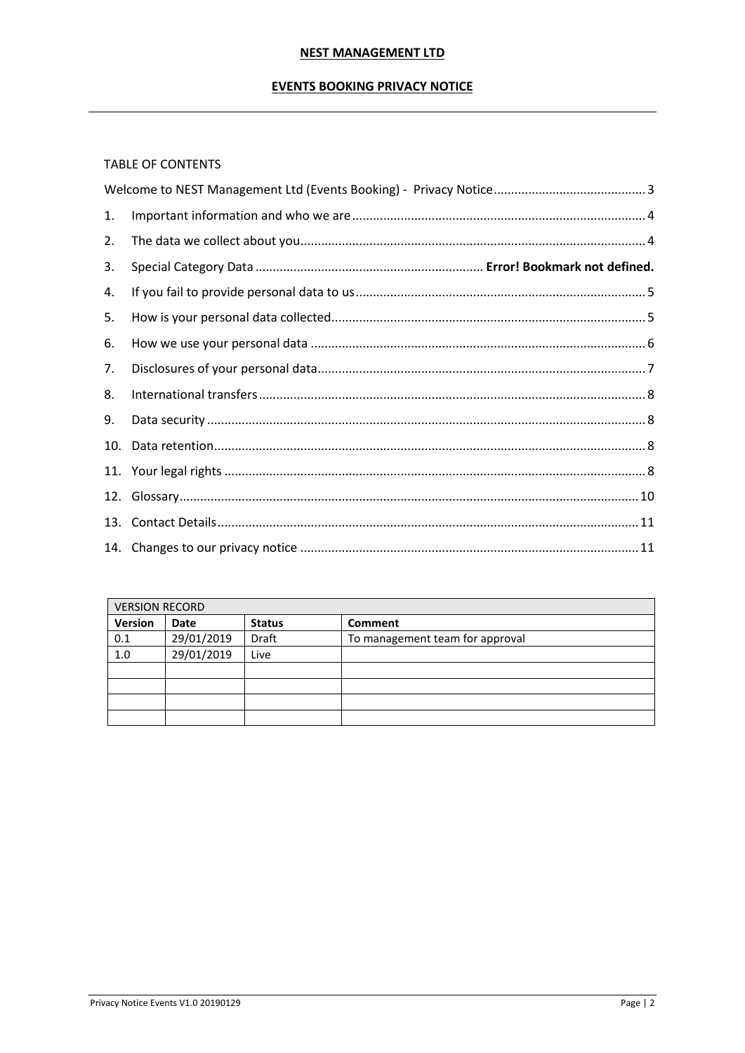**NEST MANAGEMENT LTD**

**EVENTS BOOKING PRIVACY NOTICE**

TABLE OF CONTENTS

Welcome to NEST Management Ltd (Events Booking) - Privacy Notice ........ 3

1. Important information and who we are ........ 4
2. The data we collect about you ........ 4
3. Special Category Data ........ **Error! Bookmark not defined.**
4. If you fail to provide personal data to us ........ 5
5. How is your personal data collected ........ 5
6. How we use your personal data ........ 6
7. Disclosures of your personal data ........ 7
8. International transfers ........ 8
9. Data security ........ 8
10. Data retention ........ 8
11. Your legal rights ........ 8
12. Glossary ........ 10
13. Contact Details ........ 11
14. Changes to our privacy notice ........ 11

| VERSION RECORD | | | |
|---|---|---|---|
| **Version** | **Date** | **Status** | **Comment** |
| 0.1 | 29/01/2019 | Draft | To management team for approval |
| 1.0 | 29/01/2019 | Live | |
| | | | |
| | | | |
| | | | |
| | | | |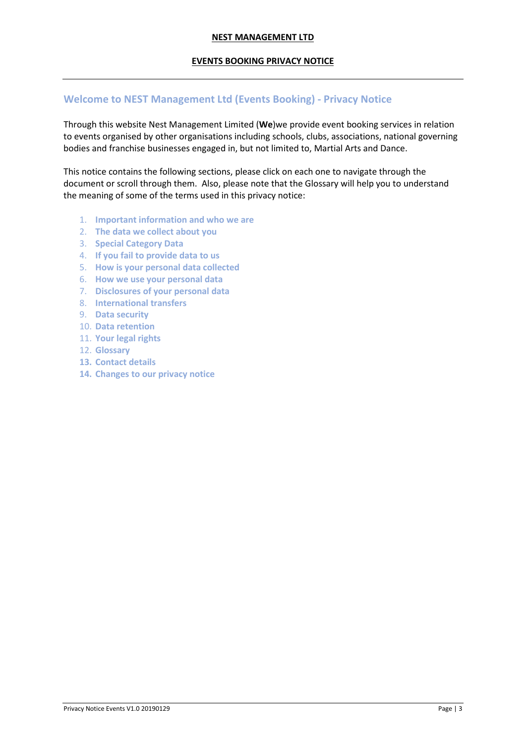**NEST MANAGEMENT LTD**

**EVENTS BOOKING PRIVACY NOTICE**

## Welcome to NEST Management Ltd (Events Booking) - Privacy Notice

Through this website Nest Management Limited (**We**)we provide event booking services in relation to events organised by other organisations including schools, clubs, associations, national governing bodies and franchise businesses engaged in, but not limited to, Martial Arts and Dance.

This notice contains the following sections, please click on each one to navigate through the document or scroll through them. Also, please note that the Glossary will help you to understand the meaning of some of the terms used in this privacy notice:

1. **Important information and who we are**
2. **The data we collect about you**
3. **Special Category Data**
4. **If you fail to provide data to us**
5. **How is your personal data collected**
6. **How we use your personal data**
7. **Disclosures of your personal data**
8. **International transfers**
9. **Data security**
10. **Data retention**
11. **Your legal rights**
12. **Glossary**
13. **Contact details**
14. **Changes to our privacy notice**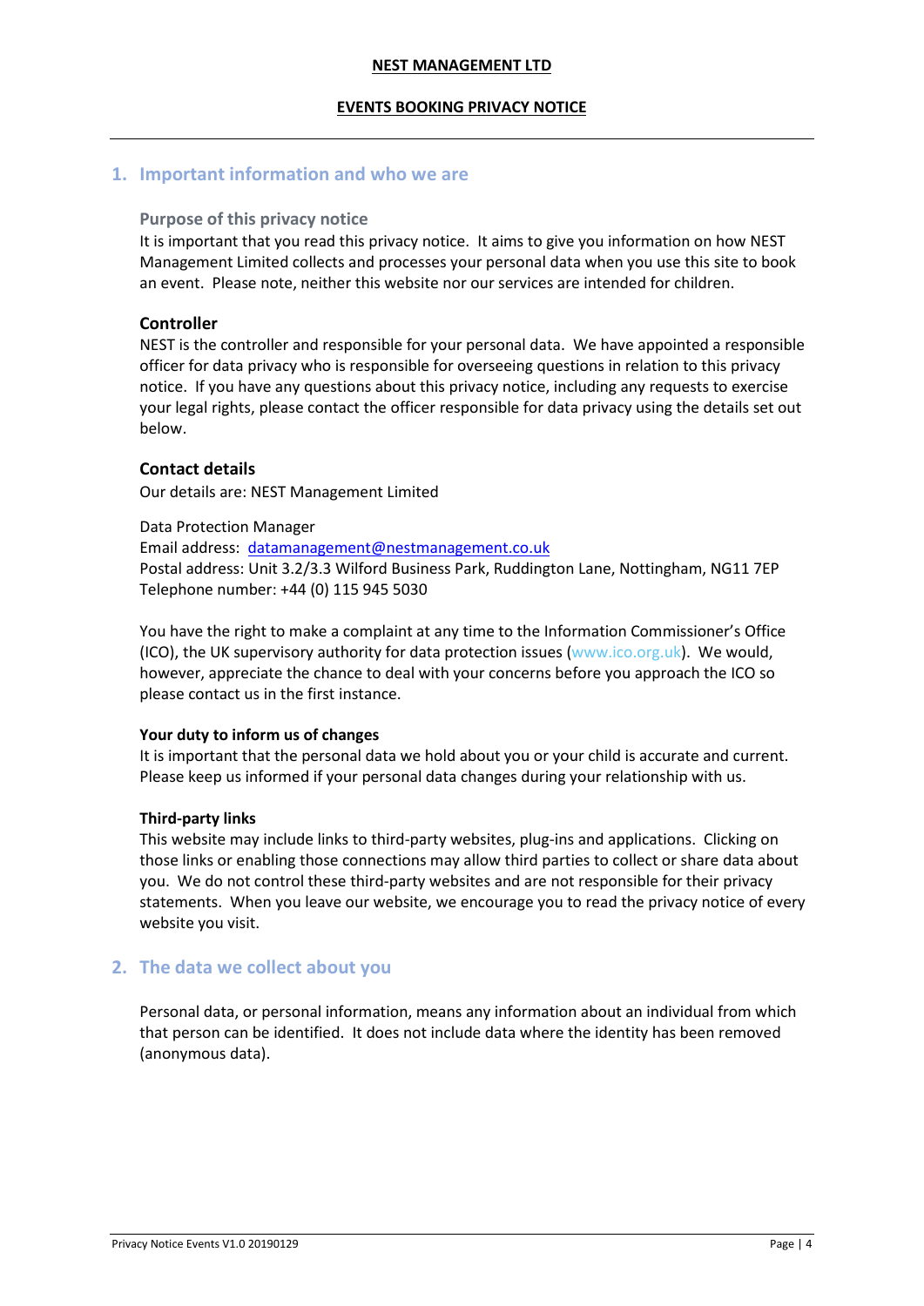**NEST MANAGEMENT LTD**

**EVENTS BOOKING PRIVACY NOTICE**

## 1. Important information and who we are

### Purpose of this privacy notice

It is important that you read this privacy notice. It aims to give you information on how NEST Management Limited collects and processes your personal data when you use this site to book an event. Please note, neither this website nor our services are intended for children.

### Controller

NEST is the controller and responsible for your personal data. We have appointed a responsible officer for data privacy who is responsible for overseeing questions in relation to this privacy notice. If you have any questions about this privacy notice, including any requests to exercise your legal rights, please contact the officer responsible for data privacy using the details set out below.

### Contact details

Our details are: NEST Management Limited

Data Protection Manager
Email address: datamanagement@nestmanagement.co.uk
Postal address: Unit 3.2/3.3 Wilford Business Park, Ruddington Lane, Nottingham, NG11 7EP
Telephone number: +44 (0) 115 945 5030

You have the right to make a complaint at any time to the Information Commissioner's Office (ICO), the UK supervisory authority for data protection issues (www.ico.org.uk). We would, however, appreciate the chance to deal with your concerns before you approach the ICO so please contact us in the first instance.

**Your duty to inform us of changes**

It is important that the personal data we hold about you or your child is accurate and current. Please keep us informed if your personal data changes during your relationship with us.

**Third-party links**

This website may include links to third-party websites, plug-ins and applications. Clicking on those links or enabling those connections may allow third parties to collect or share data about you. We do not control these third-party websites and are not responsible for their privacy statements. When you leave our website, we encourage you to read the privacy notice of every website you visit.

## 2. The data we collect about you

Personal data, or personal information, means any information about an individual from which that person can be identified. It does not include data where the identity has been removed (anonymous data).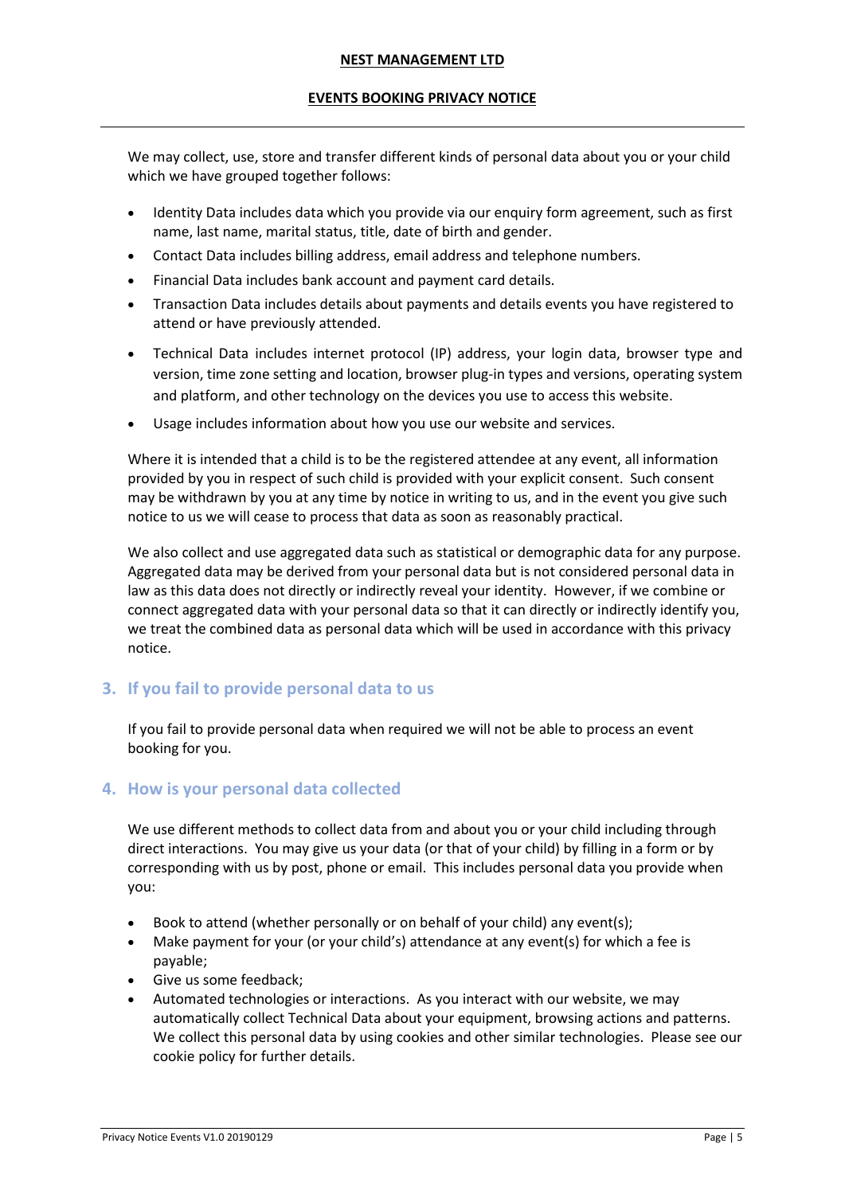We may collect, use, store and transfer different kinds of personal data about you or your child which we have grouped together follows:

- Identity Data includes data which you provide via our enquiry form agreement, such as first name, last name, marital status, title, date of birth and gender.
- Contact Data includes billing address, email address and telephone numbers.
- Financial Data includes bank account and payment card details.
- Transaction Data includes details about payments and details events you have registered to attend or have previously attended.
- Technical Data includes internet protocol (IP) address, your login data, browser type and version, time zone setting and location, browser plug-in types and versions, operating system and platform, and other technology on the devices you use to access this website.
- Usage includes information about how you use our website and services.

Where it is intended that a child is to be the registered attendee at any event, all information provided by you in respect of such child is provided with your explicit consent. Such consent may be withdrawn by you at any time by notice in writing to us, and in the event you give such notice to us we will cease to process that data as soon as reasonably practical.

We also collect and use aggregated data such as statistical or demographic data for any purpose. Aggregated data may be derived from your personal data but is not considered personal data in law as this data does not directly or indirectly reveal your identity. However, if we combine or connect aggregated data with your personal data so that it can directly or indirectly identify you, we treat the combined data as personal data which will be used in accordance with this privacy notice.

## 3. If you fail to provide personal data to us

If you fail to provide personal data when required we will not be able to process an event booking for you.

## 4. How is your personal data collected

We use different methods to collect data from and about you or your child including through direct interactions. You may give us your data (or that of your child) by filling in a form or by corresponding with us by post, phone or email. This includes personal data you provide when you:

- Book to attend (whether personally or on behalf of your child) any event(s);
- Make payment for your (or your child's) attendance at any event(s) for which a fee is payable;
- Give us some feedback;
- Automated technologies or interactions. As you interact with our website, we may automatically collect Technical Data about your equipment, browsing actions and patterns. We collect this personal data by using cookies and other similar technologies. Please see our cookie policy for further details.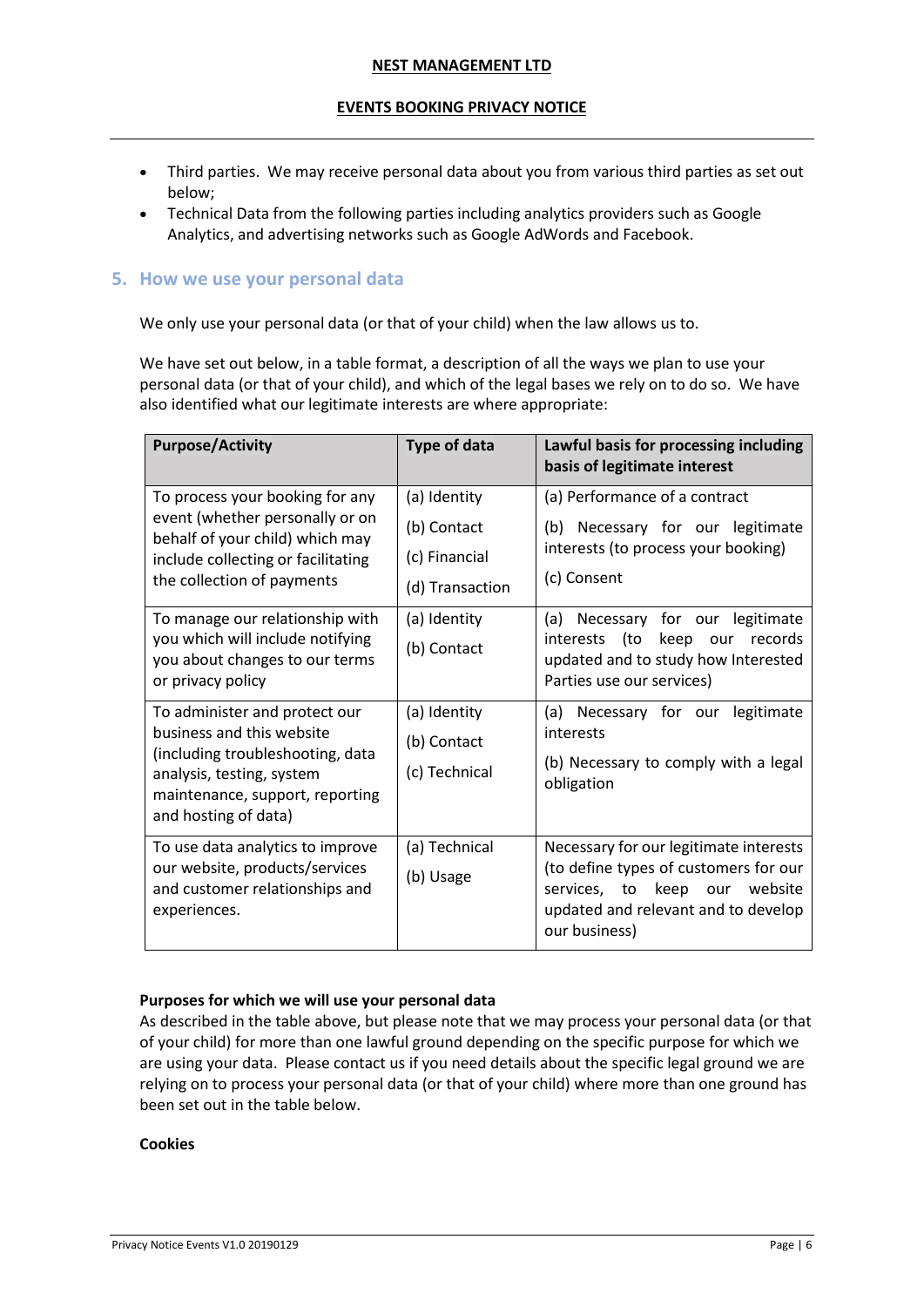- Third parties. We may receive personal data about you from various third parties as set out below;
- Technical Data from the following parties including analytics providers such as Google Analytics, and advertising networks such as Google AdWords and Facebook.

## 5. How we use your personal data

We only use your personal data (or that of your child) when the law allows us to.

We have set out below, in a table format, a description of all the ways we plan to use your personal data (or that of your child), and which of the legal bases we rely on to do so. We have also identified what our legitimate interests are where appropriate:

| Purpose/Activity | Type of data | Lawful basis for processing including basis of legitimate interest |
|---|---|---|
| To process your booking for any event (whether personally or on behalf of your child) which may include collecting or facilitating the collection of payments | (a) Identity<br>(b) Contact<br>(c) Financial<br>(d) Transaction | (a) Performance of a contract<br>(b) Necessary for our legitimate interests (to process your booking)<br>(c) Consent |
| To manage our relationship with you which will include notifying you about changes to our terms or privacy policy | (a) Identity<br>(b) Contact | (a) Necessary for our legitimate interests (to keep our records updated and to study how Interested Parties use our services) |
| To administer and protect our business and this website (including troubleshooting, data analysis, testing, system maintenance, support, reporting and hosting of data) | (a) Identity<br>(b) Contact<br>(c) Technical | (a) Necessary for our legitimate interests<br>(b) Necessary to comply with a legal obligation |
| To use data analytics to improve our website, products/services and customer relationships and experiences. | (a) Technical<br>(b) Usage | Necessary for our legitimate interests (to define types of customers for our services, to keep our website updated and relevant and to develop our business) |

**Purposes for which we will use your personal data**
As described in the table above, but please note that we may process your personal data (or that of your child) for more than one lawful ground depending on the specific purpose for which we are using your data. Please contact us if you need details about the specific legal ground we are relying on to process your personal data (or that of your child) where more than one ground has been set out in the table below.

**Cookies**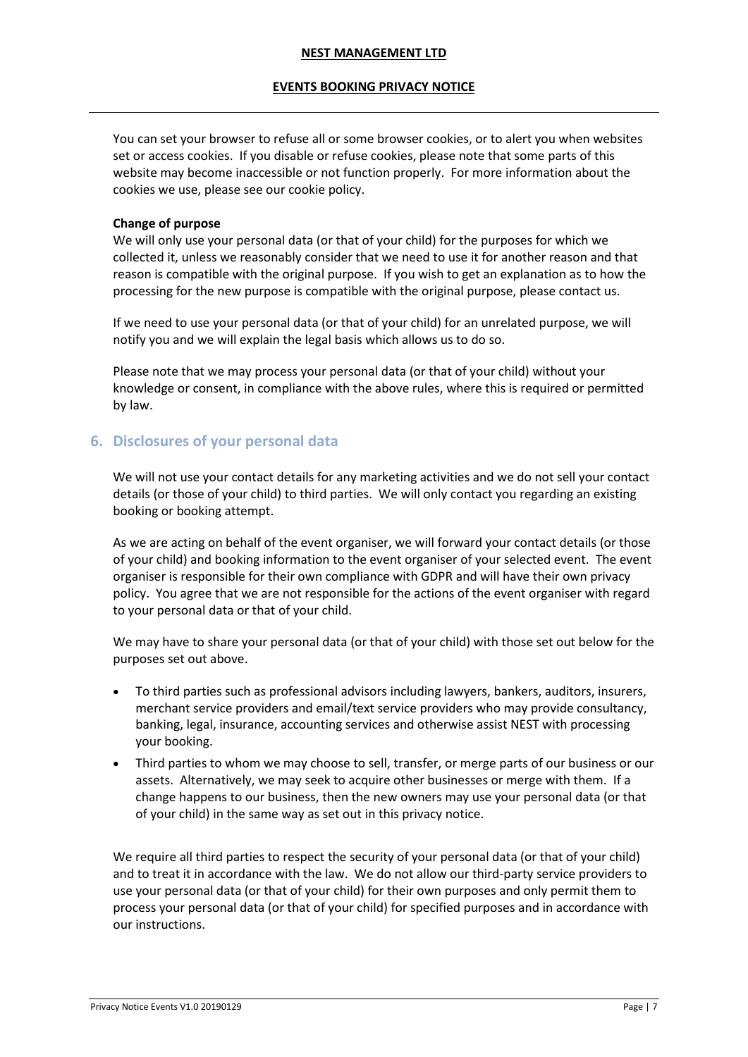You can set your browser to refuse all or some browser cookies, or to alert you when websites set or access cookies. If you disable or refuse cookies, please note that some parts of this website may become inaccessible or not function properly. For more information about the cookies we use, please see our cookie policy.

**Change of purpose**

We will only use your personal data (or that of your child) for the purposes for which we collected it, unless we reasonably consider that we need to use it for another reason and that reason is compatible with the original purpose. If you wish to get an explanation as to how the processing for the new purpose is compatible with the original purpose, please contact us.

If we need to use your personal data (or that of your child) for an unrelated purpose, we will notify you and we will explain the legal basis which allows us to do so.

Please note that we may process your personal data (or that of your child) without your knowledge or consent, in compliance with the above rules, where this is required or permitted by law.

## 6. Disclosures of your personal data

We will not use your contact details for any marketing activities and we do not sell your contact details (or those of your child) to third parties. We will only contact you regarding an existing booking or booking attempt.

As we are acting on behalf of the event organiser, we will forward your contact details (or those of your child) and booking information to the event organiser of your selected event. The event organiser is responsible for their own compliance with GDPR and will have their own privacy policy. You agree that we are not responsible for the actions of the event organiser with regard to your personal data or that of your child.

We may have to share your personal data (or that of your child) with those set out below for the purposes set out above.

- To third parties such as professional advisors including lawyers, bankers, auditors, insurers, merchant service providers and email/text service providers who may provide consultancy, banking, legal, insurance, accounting services and otherwise assist NEST with processing your booking.
- Third parties to whom we may choose to sell, transfer, or merge parts of our business or our assets. Alternatively, we may seek to acquire other businesses or merge with them. If a change happens to our business, then the new owners may use your personal data (or that of your child) in the same way as set out in this privacy notice.

We require all third parties to respect the security of your personal data (or that of your child) and to treat it in accordance with the law. We do not allow our third-party service providers to use your personal data (or that of your child) for their own purposes and only permit them to process your personal data (or that of your child) for specified purposes and in accordance with our instructions.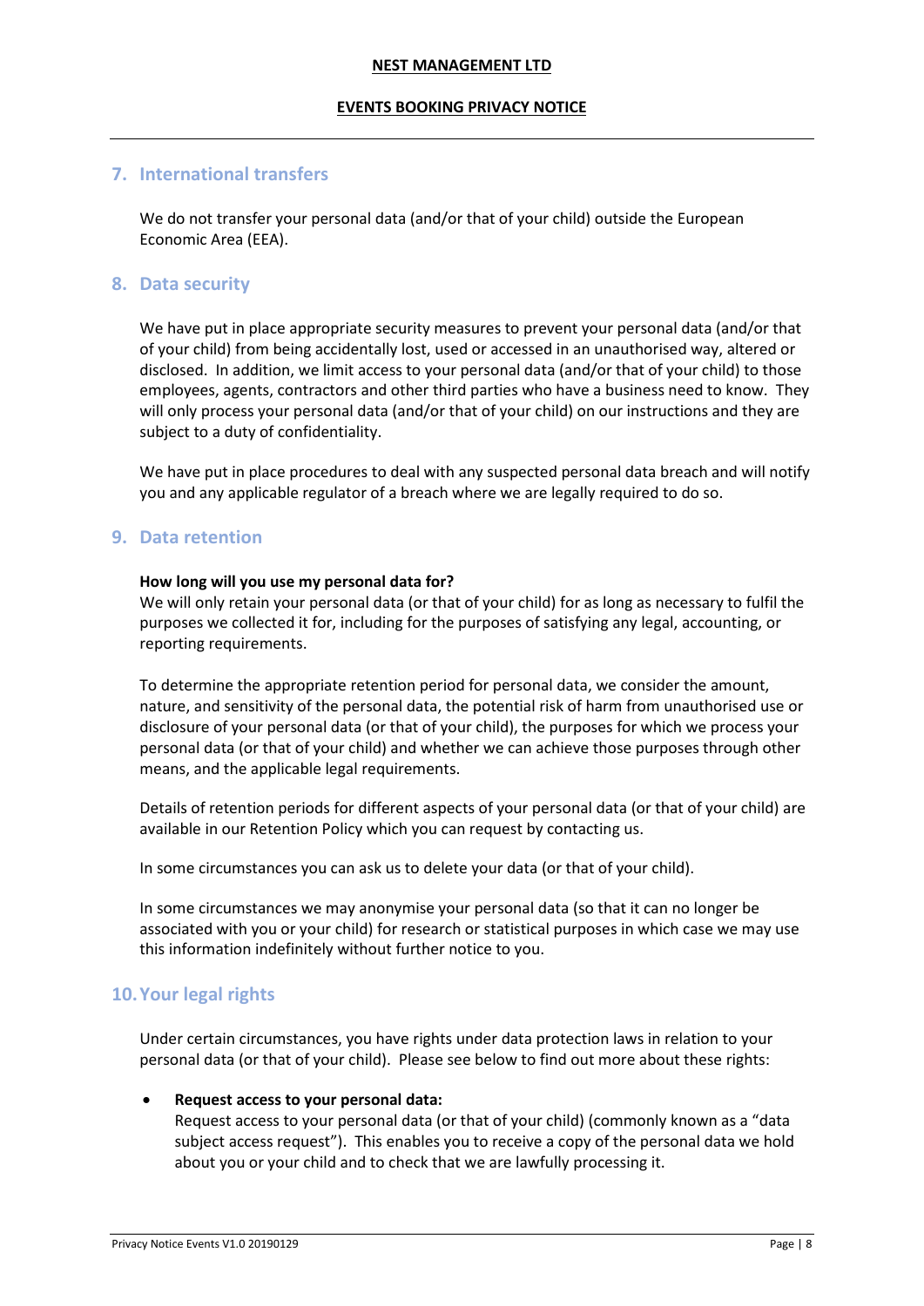## 7. International transfers

We do not transfer your personal data (and/or that of your child) outside the European Economic Area (EEA).

## 8. Data security

We have put in place appropriate security measures to prevent your personal data (and/or that of your child) from being accidentally lost, used or accessed in an unauthorised way, altered or disclosed. In addition, we limit access to your personal data (and/or that of your child) to those employees, agents, contractors and other third parties who have a business need to know. They will only process your personal data (and/or that of your child) on our instructions and they are subject to a duty of confidentiality.

We have put in place procedures to deal with any suspected personal data breach and will notify you and any applicable regulator of a breach where we are legally required to do so.

## 9. Data retention

**How long will you use my personal data for?**

We will only retain your personal data (or that of your child) for as long as necessary to fulfil the purposes we collected it for, including for the purposes of satisfying any legal, accounting, or reporting requirements.

To determine the appropriate retention period for personal data, we consider the amount, nature, and sensitivity of the personal data, the potential risk of harm from unauthorised use or disclosure of your personal data (or that of your child), the purposes for which we process your personal data (or that of your child) and whether we can achieve those purposes through other means, and the applicable legal requirements.

Details of retention periods for different aspects of your personal data (or that of your child) are available in our Retention Policy which you can request by contacting us.

In some circumstances you can ask us to delete your data (or that of your child).

In some circumstances we may anonymise your personal data (so that it can no longer be associated with you or your child) for research or statistical purposes in which case we may use this information indefinitely without further notice to you.

## 10. Your legal rights

Under certain circumstances, you have rights under data protection laws in relation to your personal data (or that of your child). Please see below to find out more about these rights:

- **Request access to your personal data:**
  Request access to your personal data (or that of your child) (commonly known as a "data subject access request"). This enables you to receive a copy of the personal data we hold about you or your child and to check that we are lawfully processing it.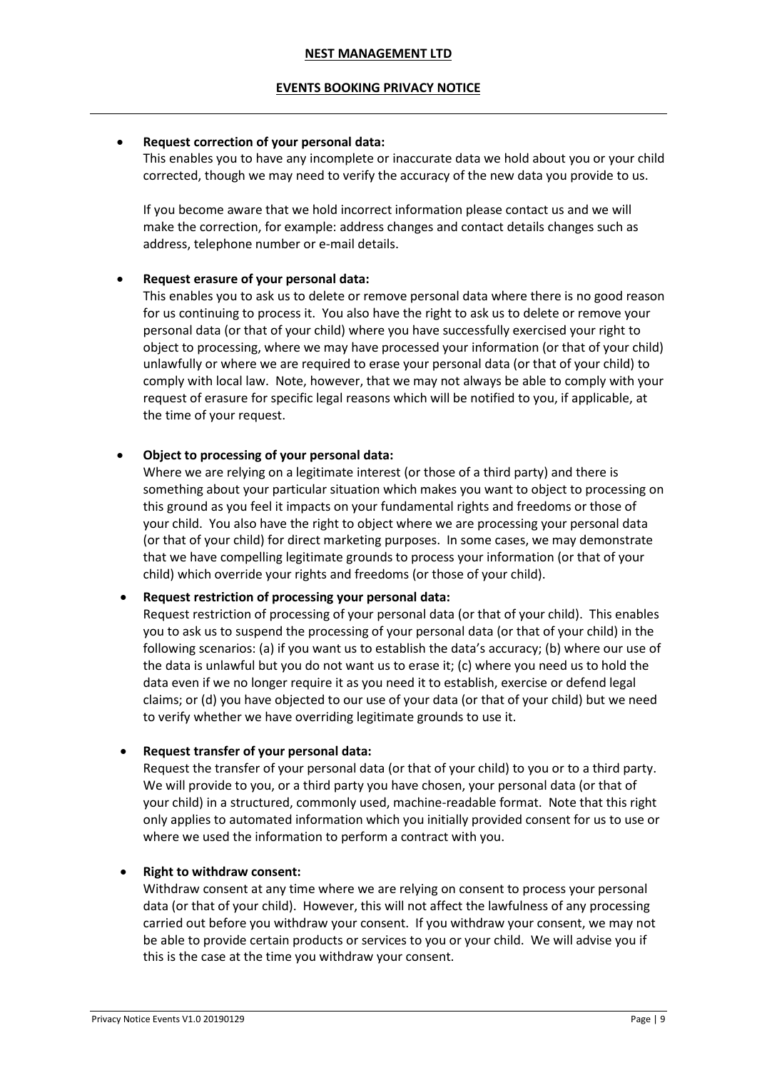- **Request correction of your personal data:**
  This enables you to have any incomplete or inaccurate data we hold about you or your child corrected, though we may need to verify the accuracy of the new data you provide to us.

  If you become aware that we hold incorrect information please contact us and we will make the correction, for example: address changes and contact details changes such as address, telephone number or e-mail details.

- **Request erasure of your personal data:**
  This enables you to ask us to delete or remove personal data where there is no good reason for us continuing to process it. You also have the right to ask us to delete or remove your personal data (or that of your child) where you have successfully exercised your right to object to processing, where we may have processed your information (or that of your child) unlawfully or where we are required to erase your personal data (or that of your child) to comply with local law. Note, however, that we may not always be able to comply with your request of erasure for specific legal reasons which will be notified to you, if applicable, at the time of your request.

- **Object to processing of your personal data:**
  Where we are relying on a legitimate interest (or those of a third party) and there is something about your particular situation which makes you want to object to processing on this ground as you feel it impacts on your fundamental rights and freedoms or those of your child. You also have the right to object where we are processing your personal data (or that of your child) for direct marketing purposes. In some cases, we may demonstrate that we have compelling legitimate grounds to process your information (or that of your child) which override your rights and freedoms (or those of your child).

- **Request restriction of processing your personal data:**
  Request restriction of processing of your personal data (or that of your child). This enables you to ask us to suspend the processing of your personal data (or that of your child) in the following scenarios: (a) if you want us to establish the data's accuracy; (b) where our use of the data is unlawful but you do not want us to erase it; (c) where you need us to hold the data even if we no longer require it as you need it to establish, exercise or defend legal claims; or (d) you have objected to our use of your data (or that of your child) but we need to verify whether we have overriding legitimate grounds to use it.

- **Request transfer of your personal data:**
  Request the transfer of your personal data (or that of your child) to you or to a third party. We will provide to you, or a third party you have chosen, your personal data (or that of your child) in a structured, commonly used, machine-readable format. Note that this right only applies to automated information which you initially provided consent for us to use or where we used the information to perform a contract with you.

- **Right to withdraw consent:**
  Withdraw consent at any time where we are relying on consent to process your personal data (or that of your child). However, this will not affect the lawfulness of any processing carried out before you withdraw your consent. If you withdraw your consent, we may not be able to provide certain products or services to you or your child. We will advise you if this is the case at the time you withdraw your consent.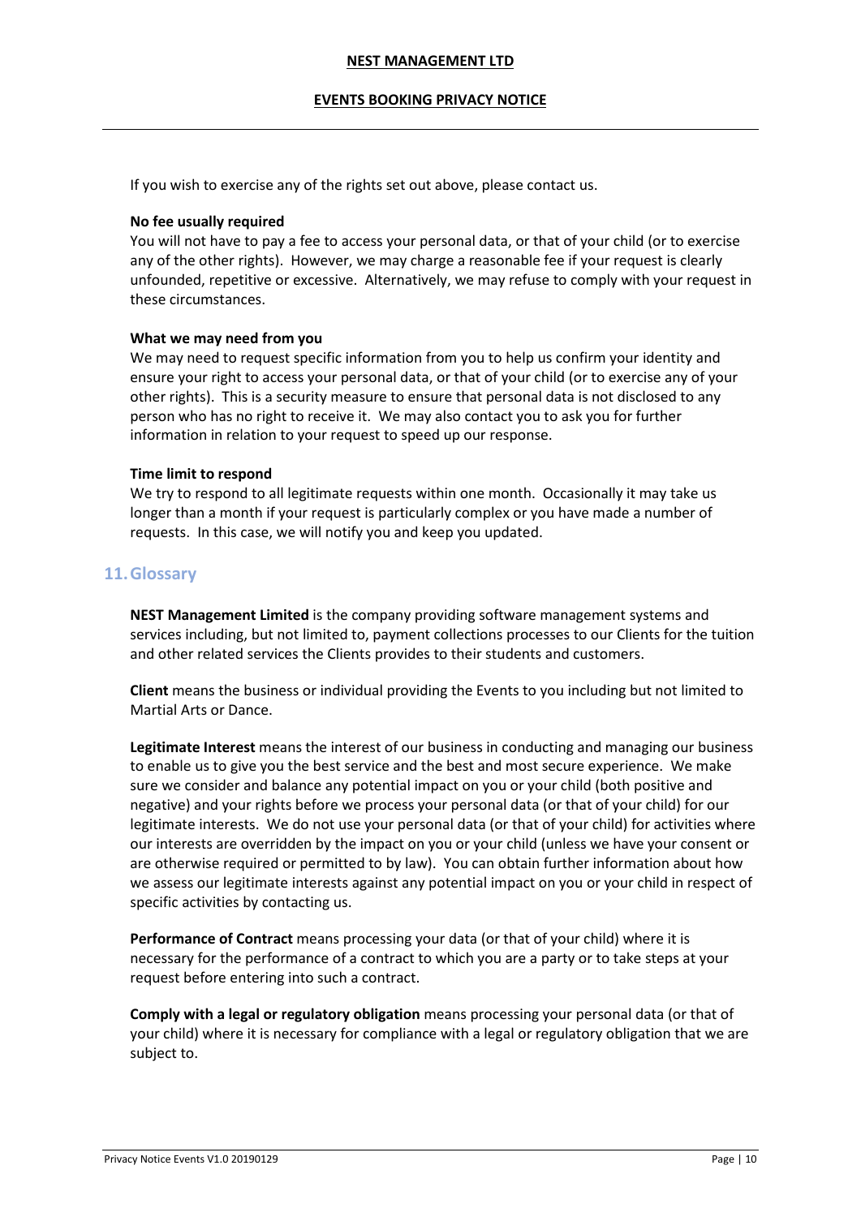If you wish to exercise any of the rights set out above, please contact us.

**No fee usually required**
You will not have to pay a fee to access your personal data, or that of your child (or to exercise any of the other rights). However, we may charge a reasonable fee if your request is clearly unfounded, repetitive or excessive. Alternatively, we may refuse to comply with your request in these circumstances.

**What we may need from you**
We may need to request specific information from you to help us confirm your identity and ensure your right to access your personal data, or that of your child (or to exercise any of your other rights). This is a security measure to ensure that personal data is not disclosed to any person who has no right to receive it. We may also contact you to ask you for further information in relation to your request to speed up our response.

**Time limit to respond**
We try to respond to all legitimate requests within one month. Occasionally it may take us longer than a month if your request is particularly complex or you have made a number of requests. In this case, we will notify you and keep you updated.

## 11. Glossary

**NEST Management Limited** is the company providing software management systems and services including, but not limited to, payment collections processes to our Clients for the tuition and other related services the Clients provides to their students and customers.

**Client** means the business or individual providing the Events to you including but not limited to Martial Arts or Dance.

**Legitimate Interest** means the interest of our business in conducting and managing our business to enable us to give you the best service and the best and most secure experience. We make sure we consider and balance any potential impact on you or your child (both positive and negative) and your rights before we process your personal data (or that of your child) for our legitimate interests. We do not use your personal data (or that of your child) for activities where our interests are overridden by the impact on you or your child (unless we have your consent or are otherwise required or permitted to by law). You can obtain further information about how we assess our legitimate interests against any potential impact on you or your child in respect of specific activities by contacting us.

**Performance of Contract** means processing your data (or that of your child) where it is necessary for the performance of a contract to which you are a party or to take steps at your request before entering into such a contract.

**Comply with a legal or regulatory obligation** means processing your personal data (or that of your child) where it is necessary for compliance with a legal or regulatory obligation that we are subject to.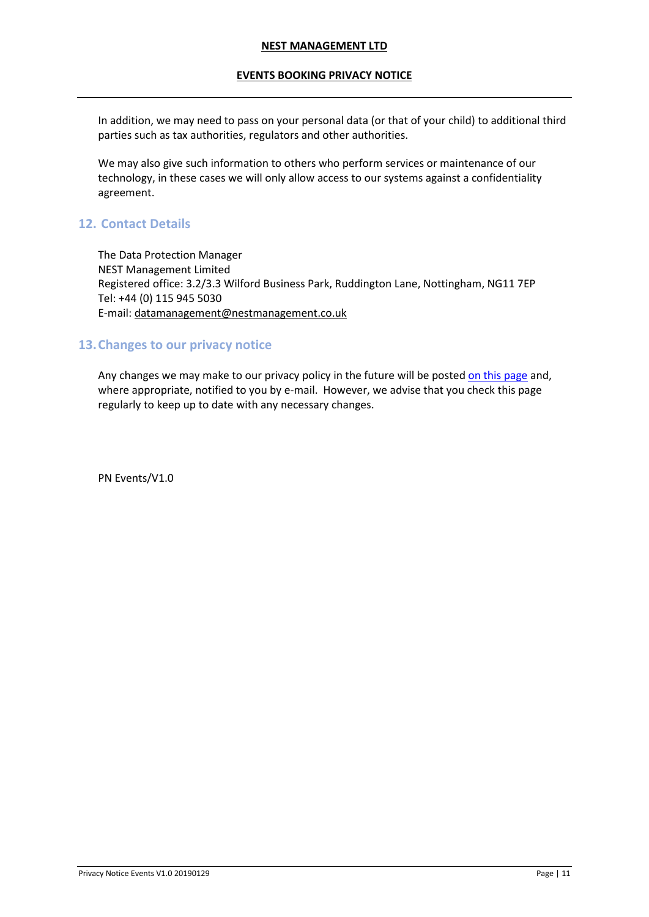In addition, we may need to pass on your personal data (or that of your child) to additional third parties such as tax authorities, regulators and other authorities.

We may also give such information to others who perform services or maintenance of our technology, in these cases we will only allow access to our systems against a confidentiality agreement.

## 12. Contact Details

The Data Protection Manager
NEST Management Limited
Registered office: 3.2/3.3 Wilford Business Park, Ruddington Lane, Nottingham, NG11 7EP
Tel: +44 (0) 115 945 5030
E-mail: datamanagement@nestmanagement.co.uk

## 13. Changes to our privacy notice

Any changes we may make to our privacy policy in the future will be posted on this page and, where appropriate, notified to you by e-mail. However, we advise that you check this page regularly to keep up to date with any necessary changes.

PN Events/V1.0